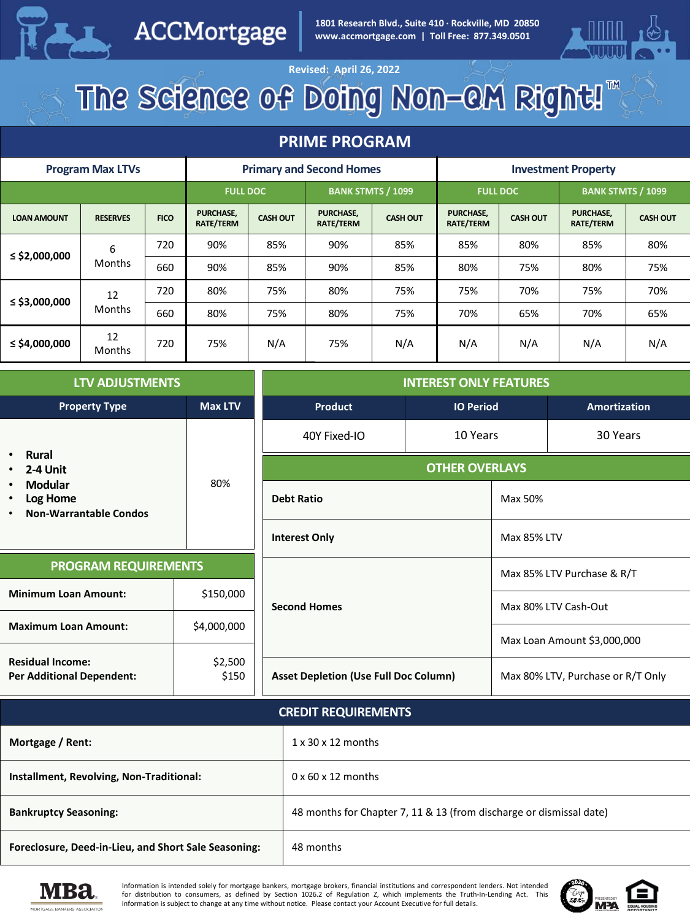# ACCMortgage

1801 Research Blvd., Suite 410 · Rockville, MD 20850
www.accmortgage.com | Toll Free: 877.349.0501

Revised: April 26, 2022

# The Science of Doing Non-QM Right!™

## PRIME PROGRAM

| Program Max LTVs | | | Primary and Second Homes | | | | Investment Property | | | |
|---|---|---|---|---|---|---|---|---|---|---|
| | | | FULL DOC | | BANK STMTS / 1099 | | FULL DOC | | BANK STMTS / 1099 | |
| LOAN AMOUNT | RESERVES | FICO | PURCHASE, RATE/TERM | CASH OUT | PURCHASE, RATE/TERM | CASH OUT | PURCHASE, RATE/TERM | CASH OUT | PURCHASE, RATE/TERM | CASH OUT |
| ≤ $2,000,000 | 6 Months | 720 | 90% | 85% | 90% | 85% | 85% | 80% | 85% | 80% |
| | | 660 | 90% | 85% | 90% | 85% | 80% | 75% | 80% | 75% |
| ≤ $3,000,000 | 12 Months | 720 | 80% | 75% | 80% | 75% | 75% | 70% | 75% | 70% |
| | | 660 | 80% | 75% | 80% | 75% | 70% | 65% | 70% | 65% |
| ≤ $4,000,000 | 12 Months | 720 | 75% | N/A | 75% | N/A | N/A | N/A | N/A | N/A |

## LTV ADJUSTMENTS

| Property Type | Max LTV |
|---|---|
| • Rural<br>• 2-4 Unit<br>• Modular<br>• Log Home<br>• Non-Warrantable Condos | 80% |

## PROGRAM REQUIREMENTS

| | |
|---|---|
| **Minimum Loan Amount:** | $150,000 |
| **Maximum Loan Amount:** | $4,000,000 |
| **Residual Income:**<br>**Per Additional Dependent:** | $2,500<br>$150 |

## INTEREST ONLY FEATURES

| Product | IO Period | Amortization |
|---|---|---|
| 40Y Fixed-IO | 10 Years | 30 Years |

## OTHER OVERLAYS

| | |
|---|---|
| **Debt Ratio** | Max 50% |
| **Interest Only** | Max 85% LTV |
| **Second Homes** | Max 85% LTV Purchase & R/T |
| | Max 80% LTV Cash-Out |
| | Max Loan Amount $3,000,000 |
| **Asset Depletion (Use Full Doc Column)** | Max 80% LTV, Purchase or R/T Only |

## CREDIT REQUIREMENTS

| | |
|---|---|
| **Mortgage / Rent:** | 1 x 30 x 12 months |
| **Installment, Revolving, Non-Traditional:** | 0 x 60 x 12 months |
| **Bankruptcy Seasoning:** | 48 months for Chapter 7, 11 & 13 (from discharge or dismissal date) |
| **Foreclosure, Deed-in-Lieu, and Short Sale Seasoning:** | 48 months |

Information is intended solely for mortgage bankers, mortgage brokers, financial institutions and correspondent lenders. Not intended for distribution to consumers, as defined by Section 1026.2 of Regulation Z, which implements the Truth-In-Lending Act. This information is subject to change at any time without notice. Please contact your Account Executive for full details.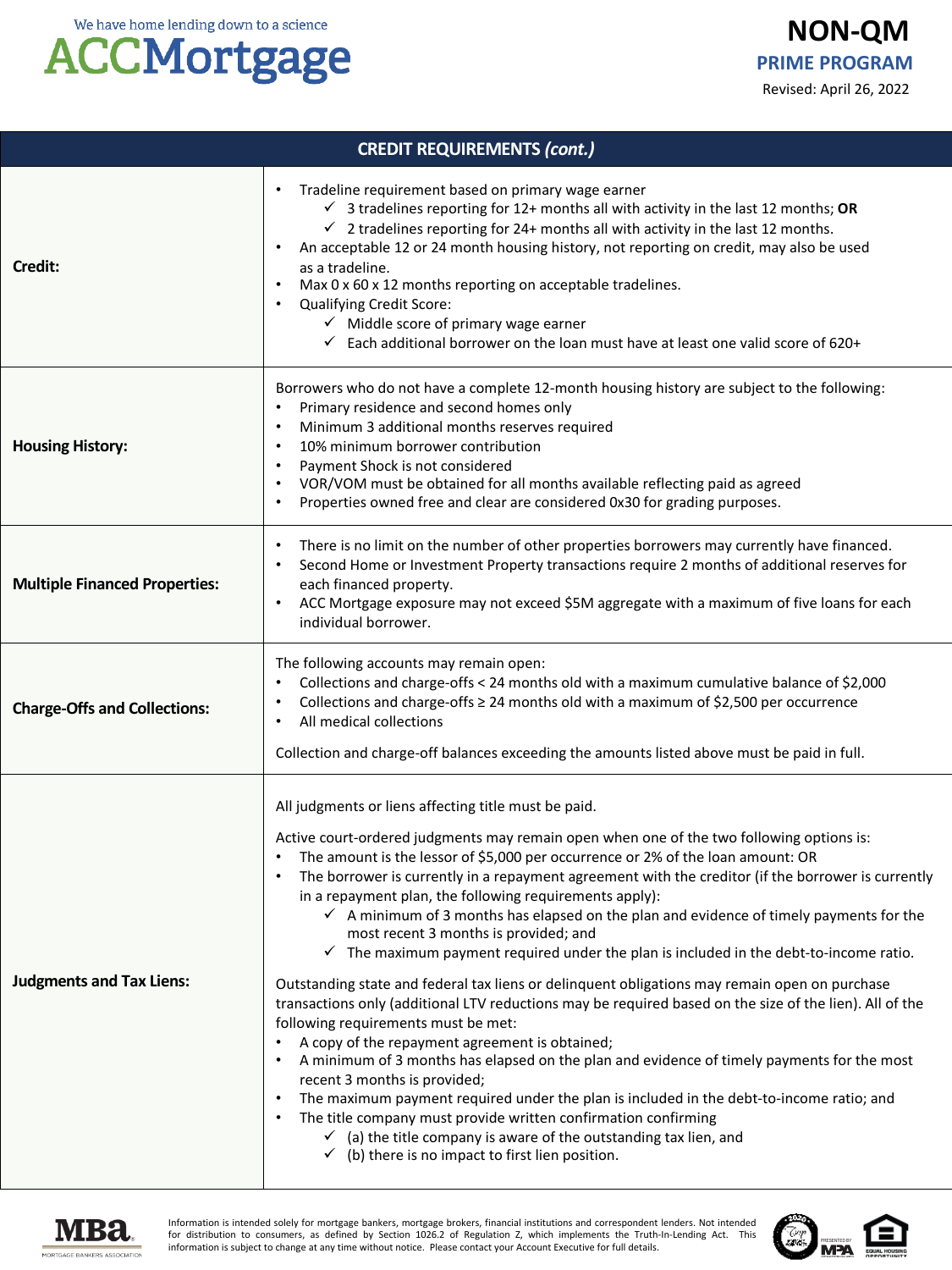## CREDIT REQUIREMENTS *(cont.)*

| | |
|---|---|
| **Credit:** | • Tradeline requirement based on primary wage earner<br>  ✓ 3 tradelines reporting for 12+ months all with activity in the last 12 months; **OR**<br>  ✓ 2 tradelines reporting for 24+ months all with activity in the last 12 months.<br>• An acceptable 12 or 24 month housing history, not reporting on credit, may also be used as a tradeline.<br>• Max 0 x 60 x 12 months reporting on acceptable tradelines.<br>• Qualifying Credit Score:<br>  ✓ Middle score of primary wage earner<br>  ✓ Each additional borrower on the loan must have at least one valid score of 620+ |
| **Housing History:** | Borrowers who do not have a complete 12-month housing history are subject to the following:<br>• Primary residence and second homes only<br>• Minimum 3 additional months reserves required<br>• 10% minimum borrower contribution<br>• Payment Shock is not considered<br>• VOR/VOM must be obtained for all months available reflecting paid as agreed<br>• Properties owned free and clear are considered 0x30 for grading purposes. |
| **Multiple Financed Properties:** | • There is no limit on the number of other properties borrowers may currently have financed.<br>• Second Home or Investment Property transactions require 2 months of additional reserves for each financed property.<br>• ACC Mortgage exposure may not exceed $5M aggregate with a maximum of five loans for each individual borrower. |
| **Charge-Offs and Collections:** | The following accounts may remain open:<br>• Collections and charge-offs < 24 months old with a maximum cumulative balance of $2,000<br>• Collections and charge-offs ≥ 24 months old with a maximum of $2,500 per occurrence<br>• All medical collections<br><br>Collection and charge-off balances exceeding the amounts listed above must be paid in full. |
| **Judgments and Tax Liens:** | All judgments or liens affecting title must be paid.<br><br>Active court-ordered judgments may remain open when one of the two following options is:<br>• The amount is the lessor of $5,000 per occurrence or 2% of the loan amount: OR<br>• The borrower is currently in a repayment agreement with the creditor (if the borrower is currently in a repayment plan, the following requirements apply):<br>  ✓ A minimum of 3 months has elapsed on the plan and evidence of timely payments for the most recent 3 months is provided; and<br>  ✓ The maximum payment required under the plan is included in the debt-to-income ratio.<br><br>Outstanding state and federal tax liens or delinquent obligations may remain open on purchase transactions only (additional LTV reductions may be required based on the size of the lien). All of the following requirements must be met:<br>• A copy of the repayment agreement is obtained;<br>• A minimum of 3 months has elapsed on the plan and evidence of timely payments for the most recent 3 months is provided;<br>• The maximum payment required under the plan is included in the debt-to-income ratio; and<br>• The title company must provide written confirmation confirming<br>  ✓ (a) the title company is aware of the outstanding tax lien, and<br>  ✓ (b) there is no impact to first lien position. |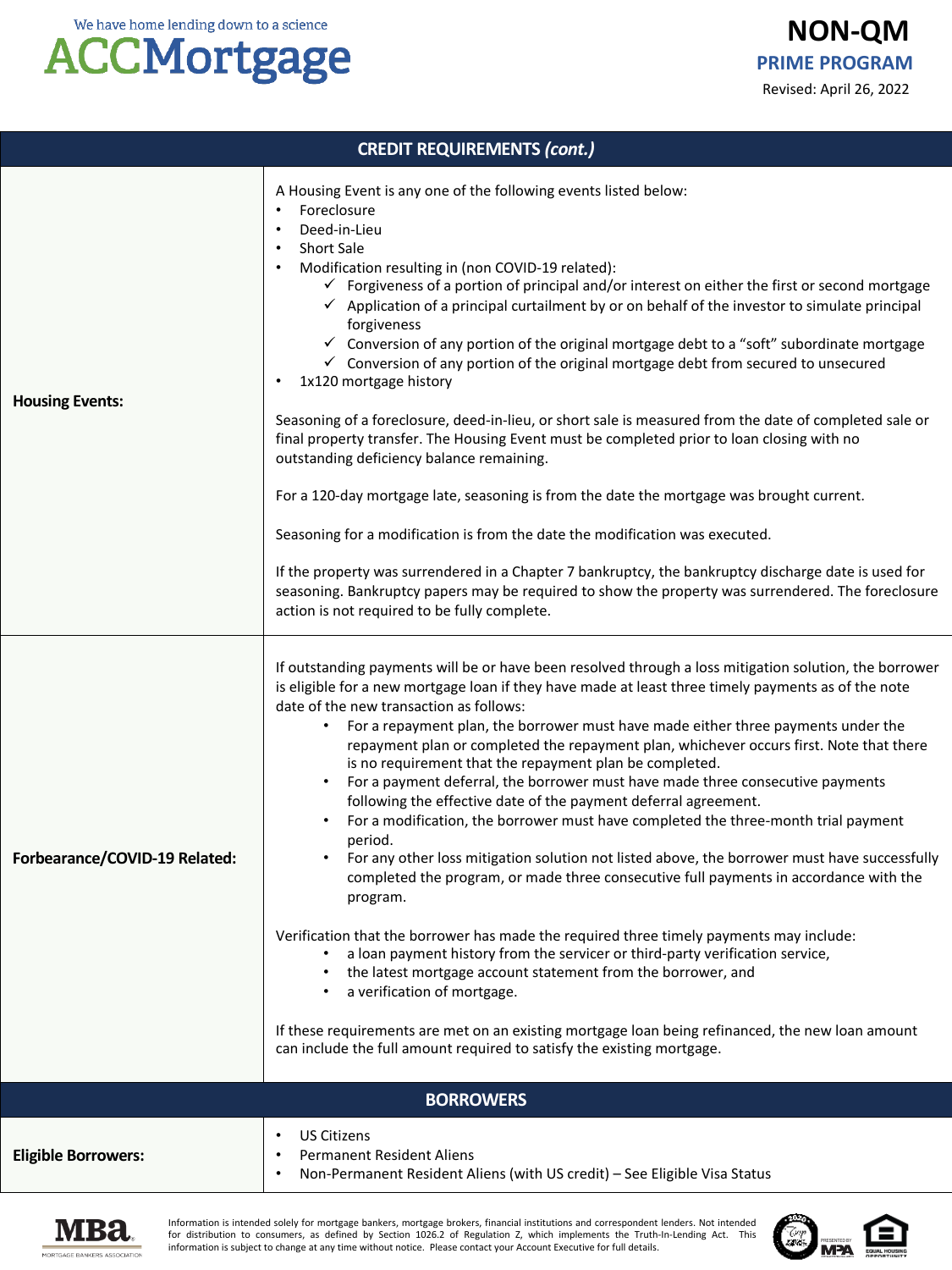| CREDIT REQUIREMENTS *(cont.)* | |
|---|---|
| **Housing Events:** | A Housing Event is any one of the following events listed below:<br>• Foreclosure<br>• Deed-in-Lieu<br>• Short Sale<br>• Modification resulting in (non COVID-19 related):<br>  ✓ Forgiveness of a portion of principal and/or interest on either the first or second mortgage<br>  ✓ Application of a principal curtailment by or on behalf of the investor to simulate principal forgiveness<br>  ✓ Conversion of any portion of the original mortgage debt to a "soft" subordinate mortgage<br>  ✓ Conversion of any portion of the original mortgage debt from secured to unsecured<br>• 1x120 mortgage history<br><br>Seasoning of a foreclosure, deed-in-lieu, or short sale is measured from the date of completed sale or final property transfer. The Housing Event must be completed prior to loan closing with no outstanding deficiency balance remaining.<br><br>For a 120-day mortgage late, seasoning is from the date the mortgage was brought current.<br><br>Seasoning for a modification is from the date the modification was executed.<br><br>If the property was surrendered in a Chapter 7 bankruptcy, the bankruptcy discharge date is used for seasoning. Bankruptcy papers may be required to show the property was surrendered. The foreclosure action is not required to be fully complete. |
| **Forbearance/COVID-19 Related:** | If outstanding payments will be or have been resolved through a loss mitigation solution, the borrower is eligible for a new mortgage loan if they have made at least three timely payments as of the note date of the new transaction as follows:<br>• For a repayment plan, the borrower must have made either three payments under the repayment plan or completed the repayment plan, whichever occurs first. Note that there is no requirement that the repayment plan be completed.<br>• For a payment deferral, the borrower must have made three consecutive payments following the effective date of the payment deferral agreement.<br>• For a modification, the borrower must have completed the three-month trial payment period.<br>• For any other loss mitigation solution not listed above, the borrower must have successfully completed the program, or made three consecutive full payments in accordance with the program.<br><br>Verification that the borrower has made the required three timely payments may include:<br>• a loan payment history from the servicer or third-party verification service,<br>• the latest mortgage account statement from the borrower, and<br>• a verification of mortgage.<br><br>If these requirements are met on an existing mortgage loan being refinanced, the new loan amount can include the full amount required to satisfy the existing mortgage. |

| BORROWERS | |
|---|---|
| **Eligible Borrowers:** | • US Citizens<br>• Permanent Resident Aliens<br>• Non-Permanent Resident Aliens (with US credit) – See Eligible Visa Status |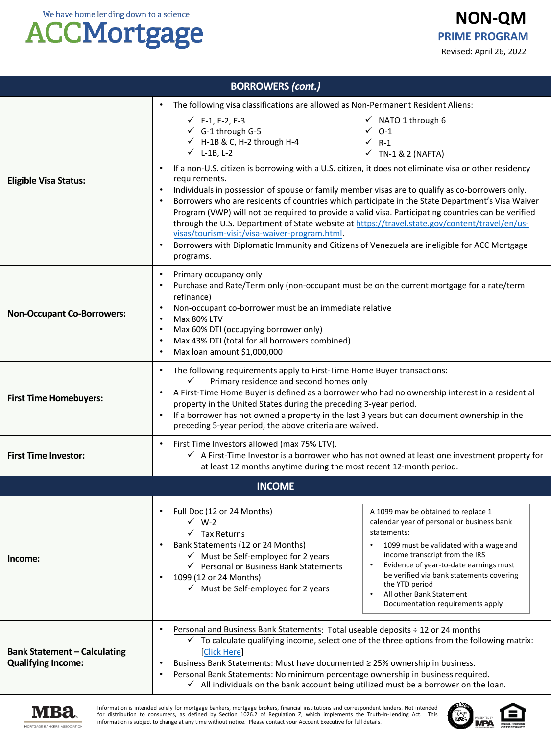# NON-QM

## PRIME PROGRAM

Revised: April 26, 2022

## BORROWERS *(cont.)*

**Eligible Visa Status:**

- The following visa classifications are allowed as Non-Permanent Resident Aliens:
  - ✓ E-1, E-2, E-3
  - ✓ G-1 through G-5
  - ✓ H-1B & C, H-2 through H-4
  - ✓ L-1B, L-2
  - ✓ NATO 1 through 6
  - ✓ O-1
  - ✓ R-1
  - ✓ TN-1 & 2 (NAFTA)
- If a non-U.S. citizen is borrowing with a U.S. citizen, it does not eliminate visa or other residency requirements.
- Individuals in possession of spouse or family member visas are to qualify as co-borrowers only.
- Borrowers who are residents of countries which participate in the State Department's Visa Waiver Program (VWP) will not be required to provide a valid visa. Participating countries can be verified through the U.S. Department of State website at https://travel.state.gov/content/travel/en/us-visas/tourism-visit/visa-waiver-program.html.
- Borrowers with Diplomatic Immunity and Citizens of Venezuela are ineligible for ACC Mortgage programs.

**Non-Occupant Co-Borrowers:**

- Primary occupancy only
- Purchase and Rate/Term only (non-occupant must be on the current mortgage for a rate/term refinance)
- Non-occupant co-borrower must be an immediate relative
- Max 80% LTV
- Max 60% DTI (occupying borrower only)
- Max 43% DTI (total for all borrowers combined)
- Max loan amount $1,000,000

**First Time Homebuyers:**

- The following requirements apply to First-Time Home Buyer transactions:
  - ✓ Primary residence and second homes only
- A First-Time Home Buyer is defined as a borrower who had no ownership interest in a residential property in the United States during the preceding 3-year period.
- If a borrower has not owned a property in the last 3 years but can document ownership in the preceding 5-year period, the above criteria are waived.

**First Time Investor:**

- First Time Investors allowed (max 75% LTV).
  - ✓ A First-Time Investor is a borrower who has not owned at least one investment property for at least 12 months anytime during the most recent 12-month period.

## INCOME

**Income:**

- Full Doc (12 or 24 Months)
  - ✓ W-2
  - ✓ Tax Returns
- Bank Statements (12 or 24 Months)
  - ✓ Must be Self-employed for 2 years
  - ✓ Personal or Business Bank Statements
- 1099 (12 or 24 Months)
  - ✓ Must be Self-employed for 2 years

A 1099 may be obtained to replace 1 calendar year of personal or business bank statements:

- 1099 must be validated with a wage and income transcript from the IRS
- Evidence of year-to-date earnings must be verified via bank statements covering the YTD period
- All other Bank Statement Documentation requirements apply

**Bank Statement – Calculating Qualifying Income:**

- Personal and Business Bank Statements: Total useable deposits ÷ 12 or 24 months
  - ✓ To calculate qualifying income, select one of the three options from the following matrix: [Click Here]
- Business Bank Statements: Must have documented ≥ 25% ownership in business.
- Personal Bank Statements: No minimum percentage ownership in business required.
  - ✓ All individuals on the bank account being utilized must be a borrower on the loan.

Information is intended solely for mortgage bankers, mortgage brokers, financial institutions and correspondent lenders. Not intended for distribution to consumers, as defined by Section 1026.2 of Regulation Z, which implements the Truth-In-Lending Act. This information is subject to change at any time without notice. Please contact your Account Executive for full details.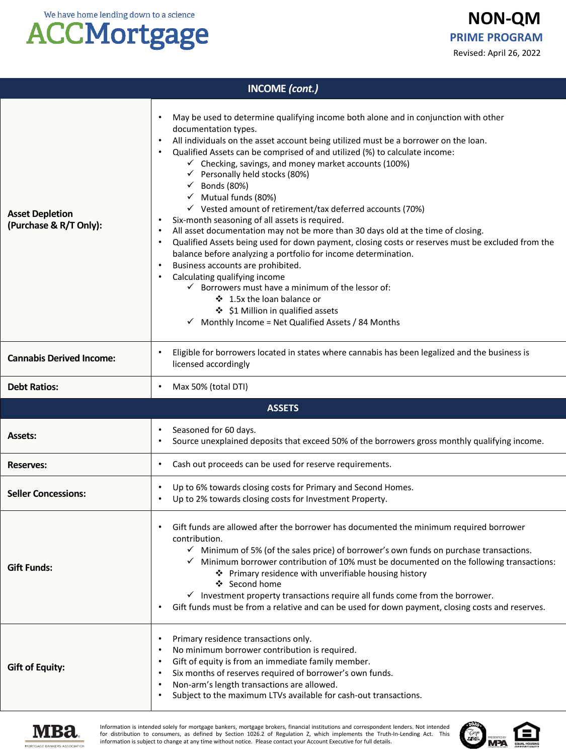| INCOME *(cont.)* | |
|---|---|
| **Asset Depletion (Purchase & R/T Only):** | • May be used to determine qualifying income both alone and in conjunction with other documentation types.<br>• All individuals on the asset account being utilized must be a borrower on the loan.<br>• Qualified Assets can be comprised of and utilized (%) to calculate income:<br>&nbsp;&nbsp;✓ Checking, savings, and money market accounts (100%)<br>&nbsp;&nbsp;✓ Personally held stocks (80%)<br>&nbsp;&nbsp;✓ Bonds (80%)<br>&nbsp;&nbsp;✓ Mutual funds (80%)<br>&nbsp;&nbsp;✓ Vested amount of retirement/tax deferred accounts (70%)<br>• Six-month seasoning of all assets is required.<br>• All asset documentation may not be more than 30 days old at the time of closing.<br>• Qualified Assets being used for down payment, closing costs or reserves must be excluded from the balance before analyzing a portfolio for income determination.<br>• Business accounts are prohibited.<br>• Calculating qualifying income<br>&nbsp;&nbsp;✓ Borrowers must have a minimum of the lessor of:<br>&nbsp;&nbsp;&nbsp;&nbsp;❖ 1.5x the loan balance or<br>&nbsp;&nbsp;&nbsp;&nbsp;❖ $1 Million in qualified assets<br>&nbsp;&nbsp;✓ Monthly Income = Net Qualified Assets / 84 Months |
| **Cannabis Derived Income:** | • Eligible for borrowers located in states where cannabis has been legalized and the business is licensed accordingly |
| **Debt Ratios:** | • Max 50% (total DTI) |

| ASSETS | |
|---|---|
| **Assets:** | • Seasoned for 60 days.<br>• Source unexplained deposits that exceed 50% of the borrowers gross monthly qualifying income. |
| **Reserves:** | • Cash out proceeds can be used for reserve requirements. |
| **Seller Concessions:** | • Up to 6% towards closing costs for Primary and Second Homes.<br>• Up to 2% towards closing costs for Investment Property. |
| **Gift Funds:** | • Gift funds are allowed after the borrower has documented the minimum required borrower contribution.<br>&nbsp;&nbsp;✓ Minimum of 5% (of the sales price) of borrower's own funds on purchase transactions.<br>&nbsp;&nbsp;✓ Minimum borrower contribution of 10% must be documented on the following transactions:<br>&nbsp;&nbsp;&nbsp;&nbsp;❖ Primary residence with unverifiable housing history<br>&nbsp;&nbsp;&nbsp;&nbsp;❖ Second home<br>&nbsp;&nbsp;✓ Investment property transactions require all funds come from the borrower.<br>• Gift funds must be from a relative and can be used for down payment, closing costs and reserves. |
| **Gift of Equity:** | • Primary residence transactions only.<br>• No minimum borrower contribution is required.<br>• Gift of equity is from an immediate family member.<br>• Six months of reserves required of borrower's own funds.<br>• Non-arm's length transactions are allowed.<br>• Subject to the maximum LTVs available for cash-out transactions. |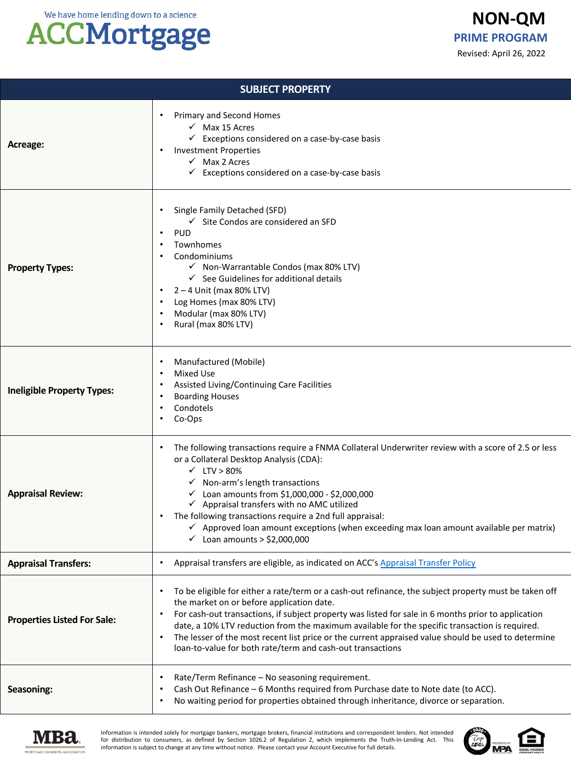# SUBJECT PROPERTY

| | |
|---|---|
| **Acreage:** | • Primary and Second Homes<br>  ✓ Max 15 Acres<br>  ✓ Exceptions considered on a case-by-case basis<br>• Investment Properties<br>  ✓ Max 2 Acres<br>  ✓ Exceptions considered on a case-by-case basis |
| **Property Types:** | • Single Family Detached (SFD)<br>  ✓ Site Condos are considered an SFD<br>• PUD<br>• Townhomes<br>• Condominiums<br>  ✓ Non-Warrantable Condos (max 80% LTV)<br>  ✓ See Guidelines for additional details<br>• 2 – 4 Unit (max 80% LTV)<br>• Log Homes (max 80% LTV)<br>• Modular (max 80% LTV)<br>• Rural (max 80% LTV) |
| **Ineligible Property Types:** | • Manufactured (Mobile)<br>• Mixed Use<br>• Assisted Living/Continuing Care Facilities<br>• Boarding Houses<br>• Condotels<br>• Co-Ops |
| **Appraisal Review:** | • The following transactions require a FNMA Collateral Underwriter review with a score of 2.5 or less or a Collateral Desktop Analysis (CDA):<br>  ✓ LTV > 80%<br>  ✓ Non-arm's length transactions<br>  ✓ Loan amounts from $1,000,000 - $2,000,000<br>  ✓ Appraisal transfers with no AMC utilized<br>• The following transactions require a 2nd full appraisal:<br>  ✓ Approved loan amount exceptions (when exceeding max loan amount available per matrix)<br>  ✓ Loan amounts > $2,000,000 |
| **Appraisal Transfers:** | • Appraisal transfers are eligible, as indicated on ACC's Appraisal Transfer Policy |
| **Properties Listed For Sale:** | • To be eligible for either a rate/term or a cash-out refinance, the subject property must be taken off the market on or before application date.<br>• For cash-out transactions, if subject property was listed for sale in 6 months prior to application date, a 10% LTV reduction from the maximum available for the specific transaction is required.<br>• The lesser of the most recent list price or the current appraised value should be used to determine loan-to-value for both rate/term and cash-out transactions |
| **Seasoning:** | • Rate/Term Refinance – No seasoning requirement.<br>• Cash Out Refinance – 6 Months required from Purchase date to Note date (to ACC).<br>• No waiting period for properties obtained through inheritance, divorce or separation. |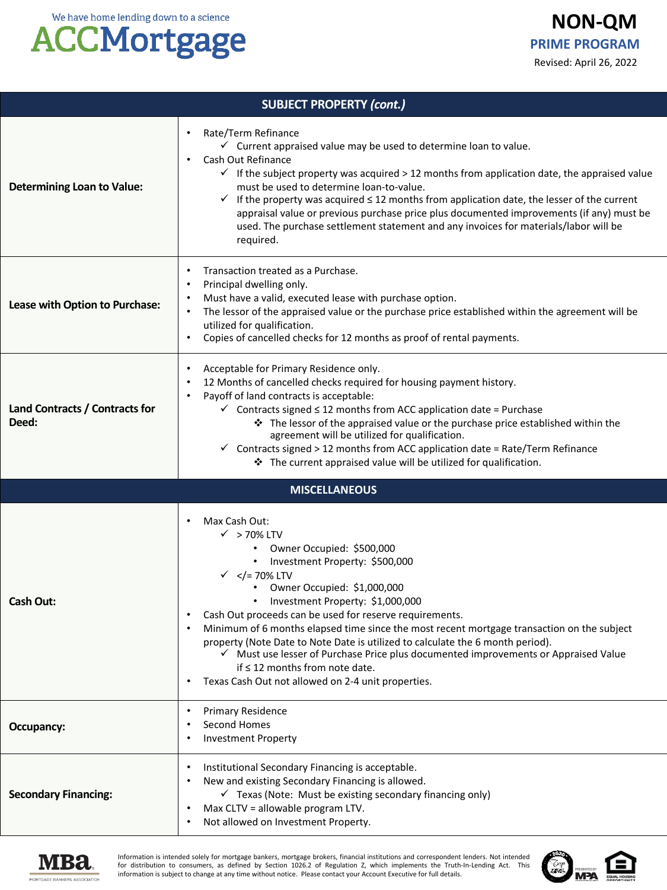| SUBJECT PROPERTY *(cont.)* | |
|---|---|
| **Determining Loan to Value:** | • Rate/Term Refinance<br>  ✓ Current appraised value may be used to determine loan to value.<br>• Cash Out Refinance<br>  ✓ If the subject property was acquired > 12 months from application date, the appraised value must be used to determine loan-to-value.<br>  ✓ If the property was acquired ≤ 12 months from application date, the lesser of the current appraisal value or previous purchase price plus documented improvements (if any) must be used. The purchase settlement statement and any invoices for materials/labor will be required. |
| **Lease with Option to Purchase:** | • Transaction treated as a Purchase.<br>• Principal dwelling only.<br>• Must have a valid, executed lease with purchase option.<br>• The lessor of the appraised value or the purchase price established within the agreement will be utilized for qualification.<br>• Copies of cancelled checks for 12 months as proof of rental payments. |
| **Land Contracts / Contracts for Deed:** | • Acceptable for Primary Residence only.<br>• 12 Months of cancelled checks required for housing payment history.<br>• Payoff of land contracts is acceptable:<br>  ✓ Contracts signed ≤ 12 months from ACC application date = Purchase<br>    ❖ The lessor of the appraised value or the purchase price established within the agreement will be utilized for qualification.<br>  ✓ Contracts signed > 12 months from ACC application date = Rate/Term Refinance<br>    ❖ The current appraised value will be utilized for qualification. |
| **MISCELLANEOUS** | |
| **Cash Out:** | • Max Cash Out:<br>  ✓ > 70% LTV<br>    • Owner Occupied: $500,000<br>    • Investment Property: $500,000<br>  ✓ </= 70% LTV<br>    • Owner Occupied: $1,000,000<br>    • Investment Property: $1,000,000<br>• Cash Out proceeds can be used for reserve requirements.<br>• Minimum of 6 months elapsed time since the most recent mortgage transaction on the subject property (Note Date to Note Date is utilized to calculate the 6 month period).<br>  ✓ Must use lesser of Purchase Price plus documented improvements or Appraised Value if ≤ 12 months from note date.<br>• Texas Cash Out not allowed on 2-4 unit properties. |
| **Occupancy:** | • Primary Residence<br>• Second Homes<br>• Investment Property |
| **Secondary Financing:** | • Institutional Secondary Financing is acceptable.<br>• New and existing Secondary Financing is allowed.<br>  ✓ Texas (Note: Must be existing secondary financing only)<br>• Max CLTV = allowable program LTV.<br>• Not allowed on Investment Property. |

Information is intended solely for mortgage bankers, mortgage brokers, financial institutions and correspondent lenders. Not intended for distribution to consumers, as defined by Section 1026.2 of Regulation Z, which implements the Truth-In-Lending Act. This information is subject to change at any time without notice. Please contact your Account Executive for full details.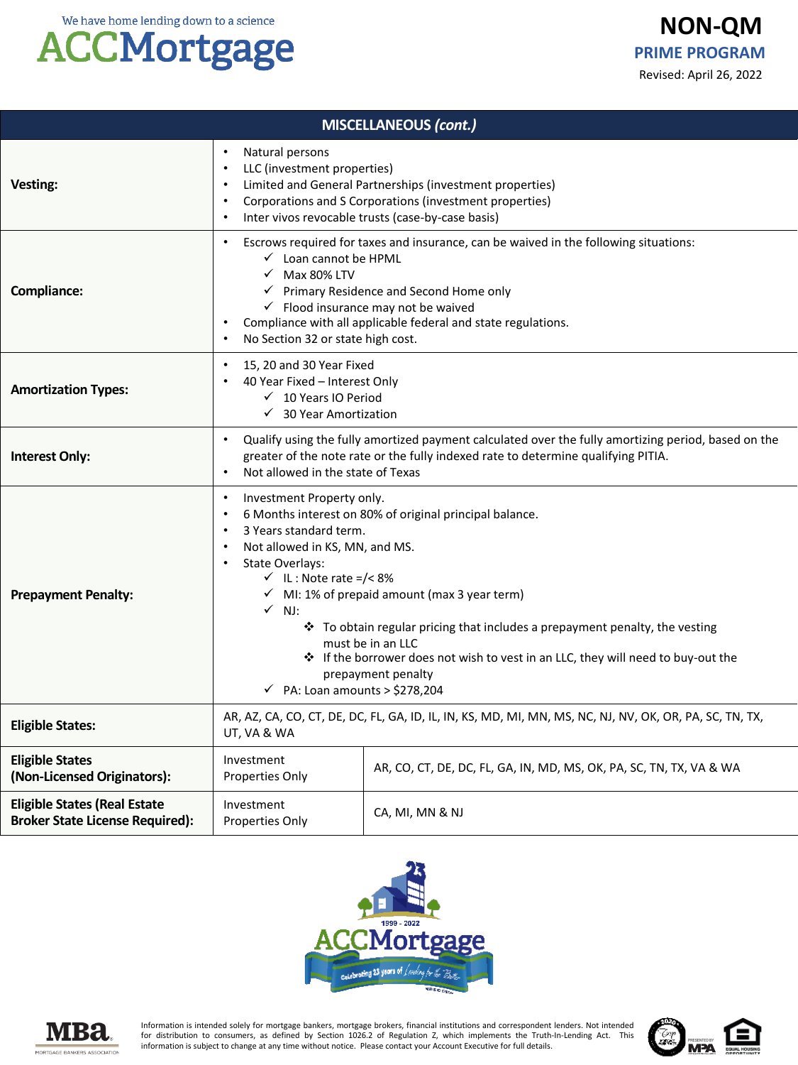# NON-QM

## PRIME PROGRAM

Revised: April 26, 2022

| MISCELLANEOUS *(cont.)* | | |
|---|---|---|
| **Vesting:** | • Natural persons<br>• LLC (investment properties)<br>• Limited and General Partnerships (investment properties)<br>• Corporations and S Corporations (investment properties)<br>• Inter vivos revocable trusts (case-by-case basis) | |
| **Compliance:** | • Escrows required for taxes and insurance, can be waived in the following situations:<br>✓ Loan cannot be HPML<br>✓ Max 80% LTV<br>✓ Primary Residence and Second Home only<br>✓ Flood insurance may not be waived<br>• Compliance with all applicable federal and state regulations.<br>• No Section 32 or state high cost. | |
| **Amortization Types:** | • 15, 20 and 30 Year Fixed<br>• 40 Year Fixed – Interest Only<br>✓ 10 Years IO Period<br>✓ 30 Year Amortization | |
| **Interest Only:** | • Qualify using the fully amortized payment calculated over the fully amortizing period, based on the greater of the note rate or the fully indexed rate to determine qualifying PITIA.<br>• Not allowed in the state of Texas | |
| **Prepayment Penalty:** | • Investment Property only.<br>• 6 Months interest on 80% of original principal balance.<br>• 3 Years standard term.<br>• Not allowed in KS, MN, and MS.<br>• State Overlays:<br>✓ IL : Note rate =/< 8%<br>✓ MI: 1% of prepaid amount (max 3 year term)<br>✓ NJ:<br>❖ To obtain regular pricing that includes a prepayment penalty, the vesting must be in an LLC<br>❖ If the borrower does not wish to vest in an LLC, they will need to buy-out the prepayment penalty<br>✓ PA: Loan amounts > $278,204 | |
| **Eligible States:** | AR, AZ, CA, CO, CT, DE, DC, FL, GA, ID, IL, IN, KS, MD, MI, MN, MS, NC, NJ, NV, OK, OR, PA, SC, TN, TX, UT, VA & WA | |
| **Eligible States (Non-Licensed Originators):** | Investment Properties Only | AR, CO, CT, DE, DC, FL, GA, IN, MD, MS, OK, PA, SC, TN, TX, VA & WA |
| **Eligible States (Real Estate Broker State License Required):** | Investment Properties Only | CA, MI, MN & NJ |

Information is intended solely for mortgage bankers, mortgage brokers, financial institutions and correspondent lenders. Not intended for distribution to consumers, as defined by Section 1026.2 of Regulation Z, which implements the Truth-In-Lending Act. This information is subject to change at any time without notice. Please contact your Account Executive for full details.